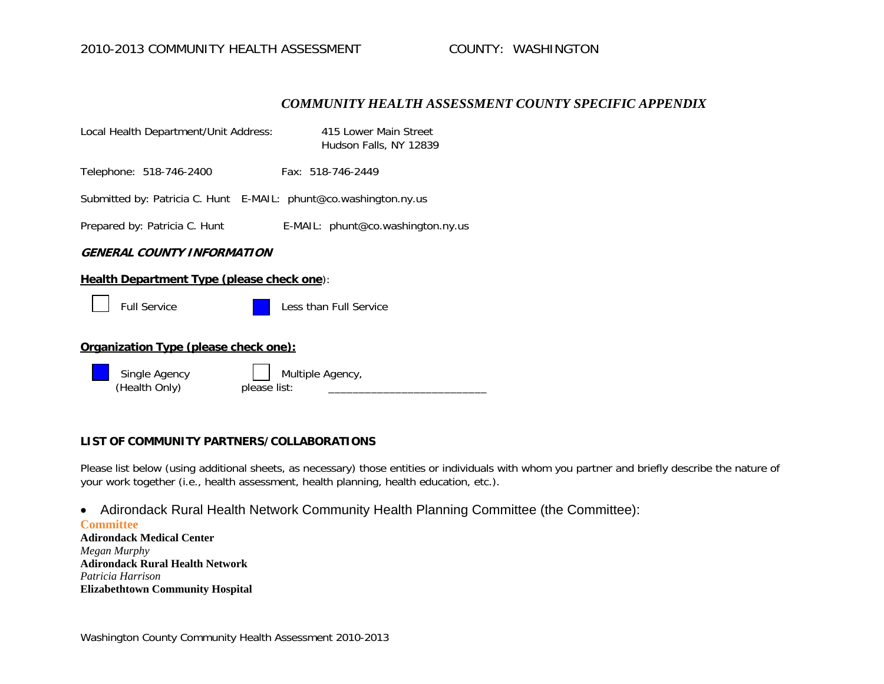2010-2013 COMMUNITY HEALTH ASSESSMENT COUNTY: WASHINGTON

## *COMMUNITY HEALTH ASSESSMENT COUNTY SPECIFIC APPENDIX*

Local Health Department/Unit Address: 415 Lower Main Street
Hudson Falls, NY 12839

Telephone: 518-746-2400 Fax: 518-746-2449

Submitted by: Patricia C. Hunt E-MAIL: phunt@co.washington.ny.us

Prepared by: Patricia C. Hunt E-MAIL: phunt@co.washington.ny.us

### ***GENERAL COUNTY INFORMATION***

**Health Department Type (please check one)**:

- [ ] Full Service
- [x] Less than Full Service

**Organization Type (please check one):**

- [x] Single Agency (Health Only)
- [ ] Multiple Agency, please list: ________________________

### LIST OF COMMUNITY PARTNERS/COLLABORATIONS

Please list below (using additional sheets, as necessary) those entities or individuals with whom you partner and briefly describe the nature of your work together (i.e., health assessment, health planning, health education, etc.).

- Adirondack Rural Health Network Community Health Planning Committee (the Committee):

**Committee**

**Adirondack Medical Center**
*Megan Murphy*
**Adirondack Rural Health Network**
*Patricia Harrison*
**Elizabethtown Community Hospital**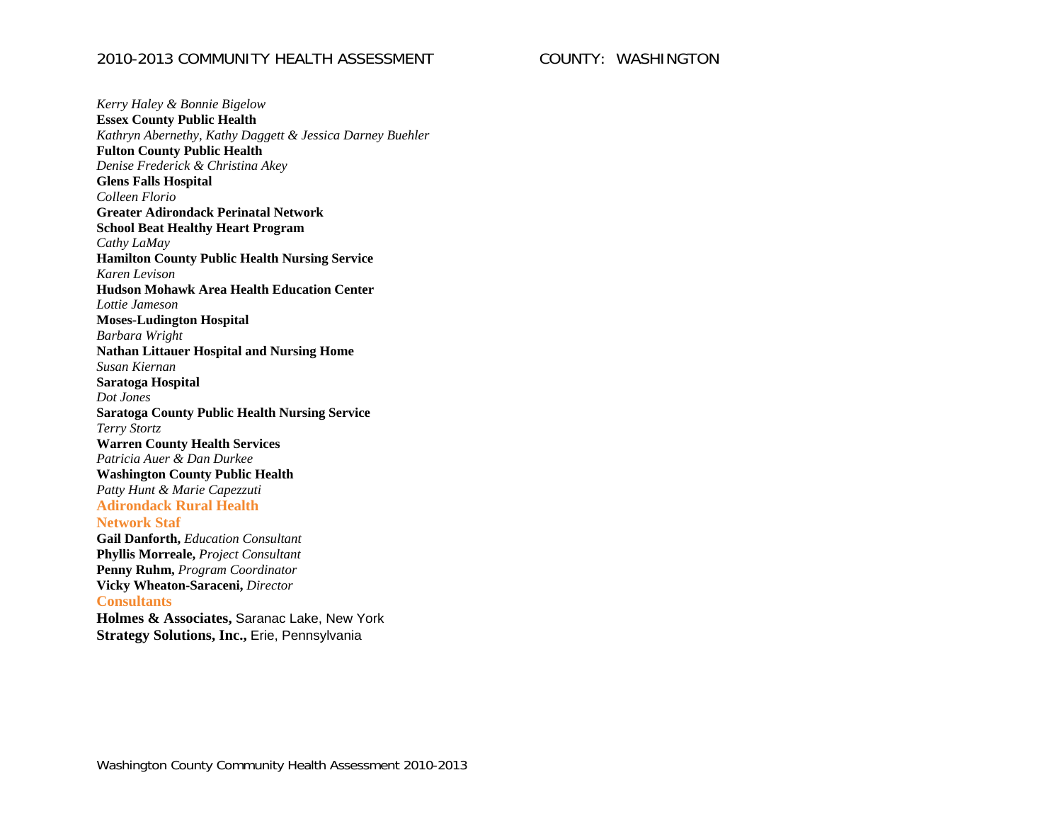*Kerry Haley & Bonnie Bigelow*

**Essex County Public Health**

*Kathryn Abernethy, Kathy Daggett & Jessica Darney Buehler*

**Fulton County Public Health**

*Denise Frederick & Christina Akey*

**Glens Falls Hospital**

*Colleen Florio*

**Greater Adirondack Perinatal Network**

**School Beat Healthy Heart Program**

*Cathy LaMay*

**Hamilton County Public Health Nursing Service**

*Karen Levison*

**Hudson Mohawk Area Health Education Center**

*Lottie Jameson*

**Moses-Ludington Hospital**

*Barbara Wright*

**Nathan Littauer Hospital and Nursing Home**

*Susan Kiernan*

**Saratoga Hospital**

*Dot Jones*

**Saratoga County Public Health Nursing Service**

*Terry Stortz*

**Warren County Health Services**

*Patricia Auer & Dan Durkee*

**Washington County Public Health**

*Patty Hunt & Marie Capezzuti*

## Adirondack Rural Health Network Staf

**Gail Danforth,** *Education Consultant*

**Phyllis Morreale,** *Project Consultant*

**Penny Ruhm,** *Program Coordinator*

**Vicky Wheaton-Saraceni,** *Director*

## Consultants

**Holmes & Associates,** Saranac Lake, New York

**Strategy Solutions, Inc.,** Erie, Pennsylvania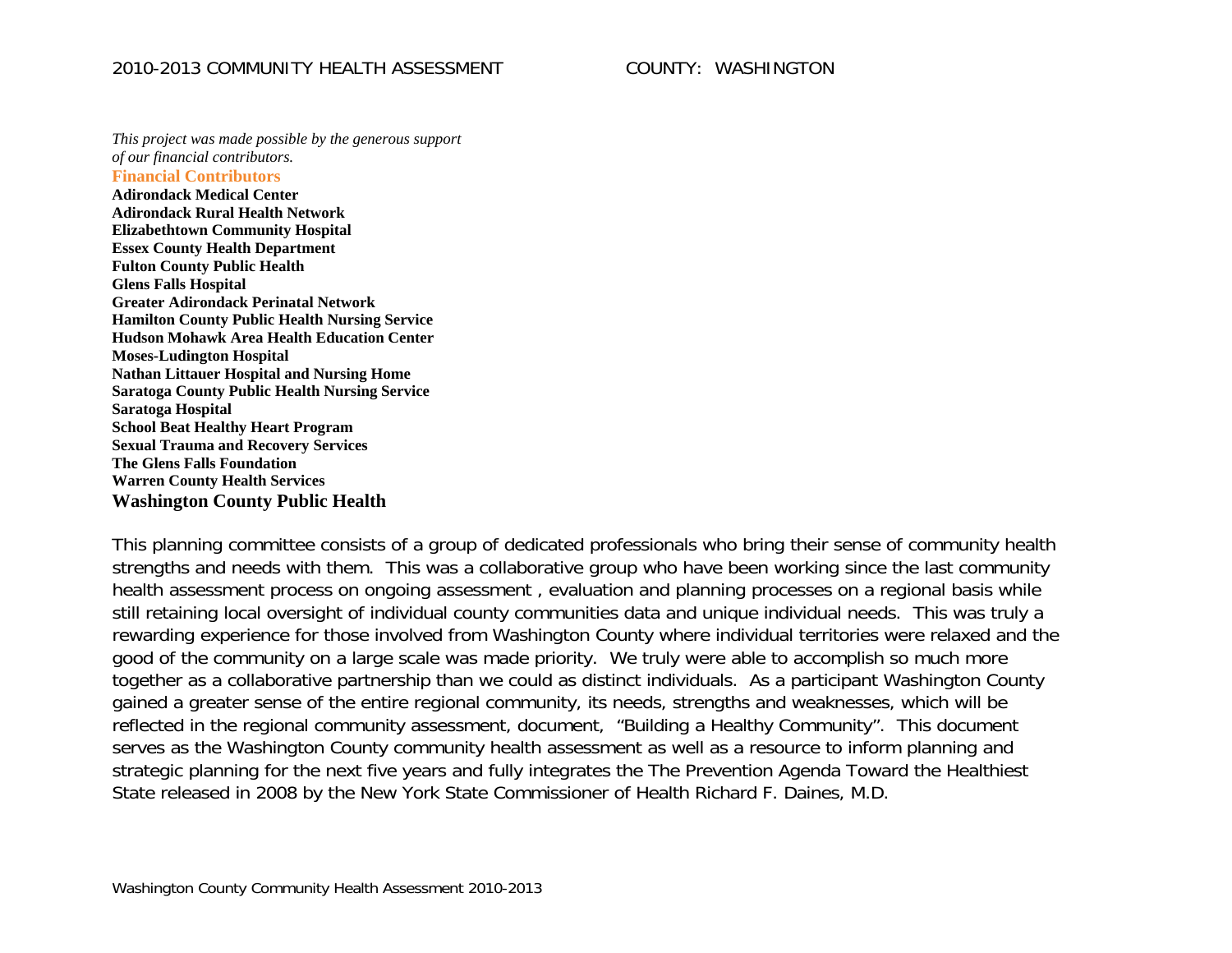*This project was made possible by the generous support of our financial contributors.*

**Financial Contributors**

**Adirondack Medical Center**
**Adirondack Rural Health Network**
**Elizabethtown Community Hospital**
**Essex County Health Department**
**Fulton County Public Health**
**Glens Falls Hospital**
**Greater Adirondack Perinatal Network**
**Hamilton County Public Health Nursing Service**
**Hudson Mohawk Area Health Education Center**
**Moses-Ludington Hospital**
**Nathan Littauer Hospital and Nursing Home**
**Saratoga County Public Health Nursing Service**
**Saratoga Hospital**
**School Beat Healthy Heart Program**
**Sexual Trauma and Recovery Services**
**The Glens Falls Foundation**
**Warren County Health Services**
**Washington County Public Health**

This planning committee consists of a group of dedicated professionals who bring their sense of community health strengths and needs with them. This was a collaborative group who have been working since the last community health assessment process on ongoing assessment , evaluation and planning processes on a regional basis while still retaining local oversight of individual county communities data and unique individual needs. This was truly a rewarding experience for those involved from Washington County where individual territories were relaxed and the good of the community on a large scale was made priority. We truly were able to accomplish so much more together as a collaborative partnership than we could as distinct individuals. As a participant Washington County gained a greater sense of the entire regional community, its needs, strengths and weaknesses, which will be reflected in the regional community assessment, document, "Building a Healthy Community". This document serves as the Washington County community health assessment as well as a resource to inform planning and strategic planning for the next five years and fully integrates the The Prevention Agenda Toward the Healthiest State released in 2008 by the New York State Commissioner of Health Richard F. Daines, M.D.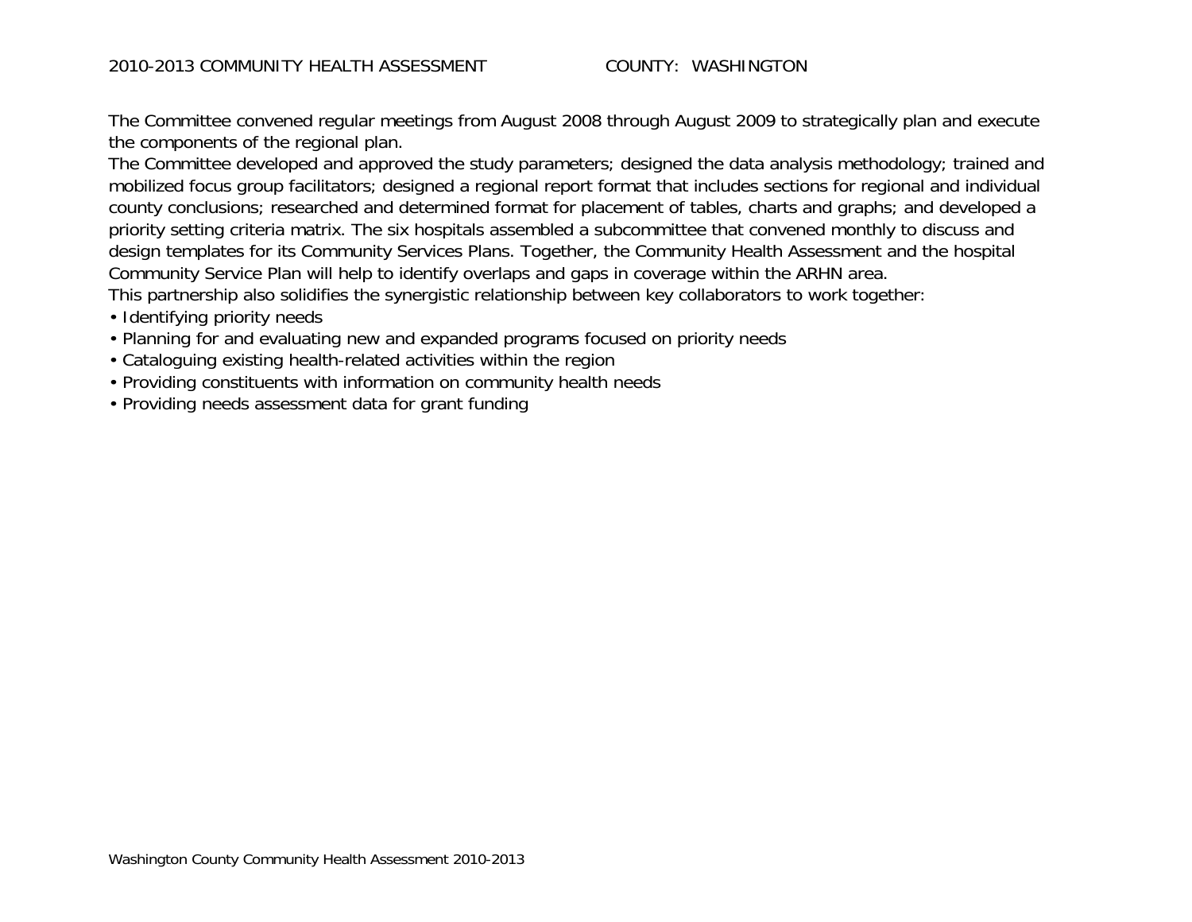The Committee convened regular meetings from August 2008 through August 2009 to strategically plan and execute the components of the regional plan.

The Committee developed and approved the study parameters; designed the data analysis methodology; trained and mobilized focus group facilitators; designed a regional report format that includes sections for regional and individual county conclusions; researched and determined format for placement of tables, charts and graphs; and developed a priority setting criteria matrix. The six hospitals assembled a subcommittee that convened monthly to discuss and design templates for its Community Services Plans. Together, the Community Health Assessment and the hospital Community Service Plan will help to identify overlaps and gaps in coverage within the ARHN area.

This partnership also solidifies the synergistic relationship between key collaborators to work together:

- Identifying priority needs
- Planning for and evaluating new and expanded programs focused on priority needs
- Cataloguing existing health-related activities within the region
- Providing constituents with information on community health needs
- Providing needs assessment data for grant funding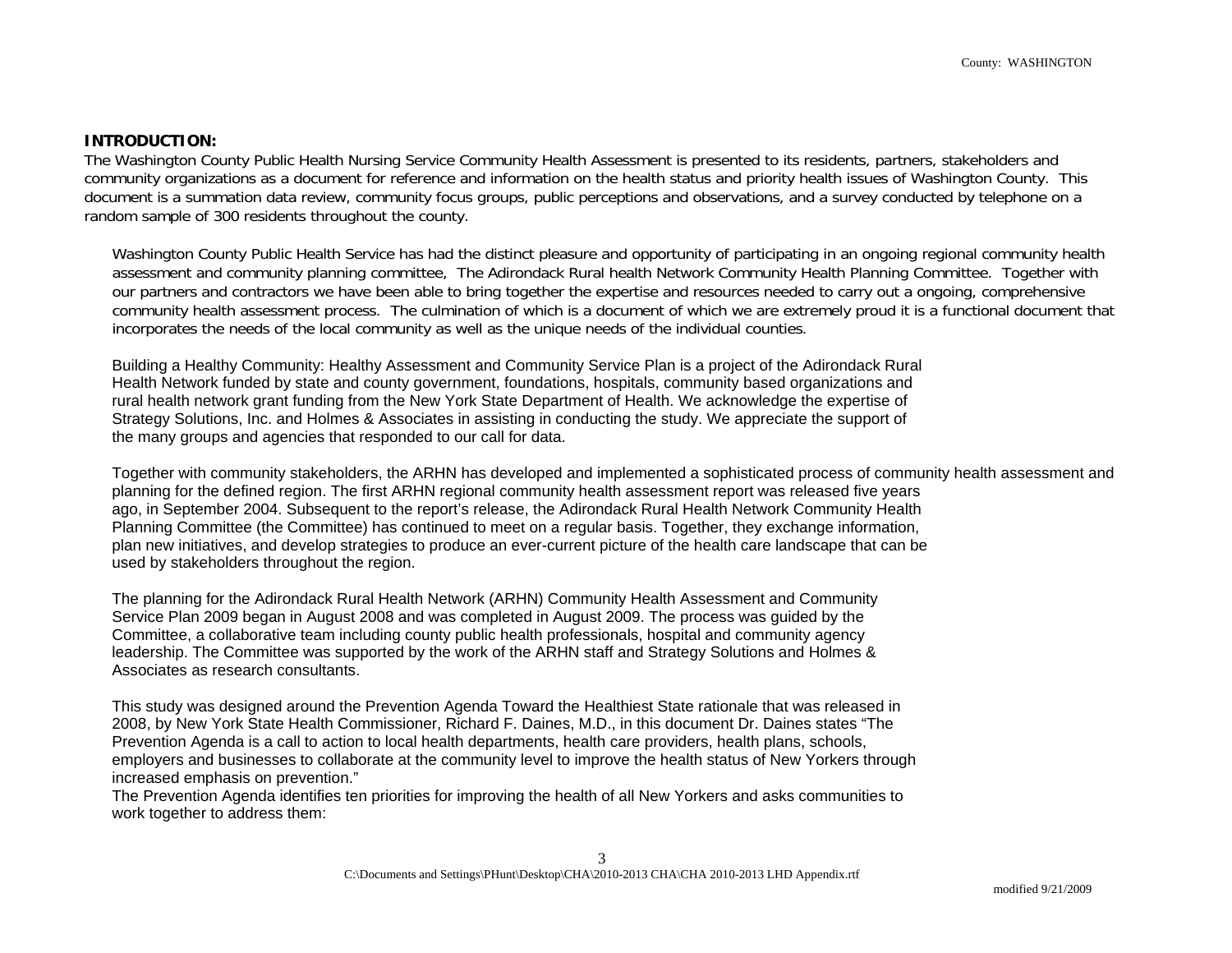**INTRODUCTION:**

The Washington County Public Health Nursing Service Community Health Assessment is presented to its residents, partners, stakeholders and community organizations as a document for reference and information on the health status and priority health issues of Washington County. This document is a summation data review, community focus groups, public perceptions and observations, and a survey conducted by telephone on a random sample of 300 residents throughout the county.

Washington County Public Health Service has had the distinct pleasure and opportunity of participating in an ongoing regional community health assessment and community planning committee, The Adirondack Rural health Network Community Health Planning Committee. Together with our partners and contractors we have been able to bring together the expertise and resources needed to carry out a ongoing, comprehensive community health assessment process. The culmination of which is a document of which we are extremely proud it is a functional document that incorporates the needs of the local community as well as the unique needs of the individual counties.

Building a Healthy Community: Healthy Assessment and Community Service Plan is a project of the Adirondack Rural Health Network funded by state and county government, foundations, hospitals, community based organizations and rural health network grant funding from the New York State Department of Health. We acknowledge the expertise of Strategy Solutions, Inc. and Holmes & Associates in assisting in conducting the study. We appreciate the support of the many groups and agencies that responded to our call for data.

Together with community stakeholders, the ARHN has developed and implemented a sophisticated process of community health assessment and planning for the defined region. The first ARHN regional community health assessment report was released five years ago, in September 2004. Subsequent to the report's release, the Adirondack Rural Health Network Community Health Planning Committee (the Committee) has continued to meet on a regular basis. Together, they exchange information, plan new initiatives, and develop strategies to produce an ever-current picture of the health care landscape that can be used by stakeholders throughout the region.

The planning for the Adirondack Rural Health Network (ARHN) Community Health Assessment and Community Service Plan 2009 began in August 2008 and was completed in August 2009. The process was guided by the Committee, a collaborative team including county public health professionals, hospital and community agency leadership. The Committee was supported by the work of the ARHN staff and Strategy Solutions and Holmes & Associates as research consultants.

This study was designed around the Prevention Agenda Toward the Healthiest State rationale that was released in 2008, by New York State Health Commissioner, Richard F. Daines, M.D., in this document Dr. Daines states "The Prevention Agenda is a call to action to local health departments, health care providers, health plans, schools, employers and businesses to collaborate at the community level to improve the health status of New Yorkers through increased emphasis on prevention."

The Prevention Agenda identifies ten priorities for improving the health of all New Yorkers and asks communities to work together to address them: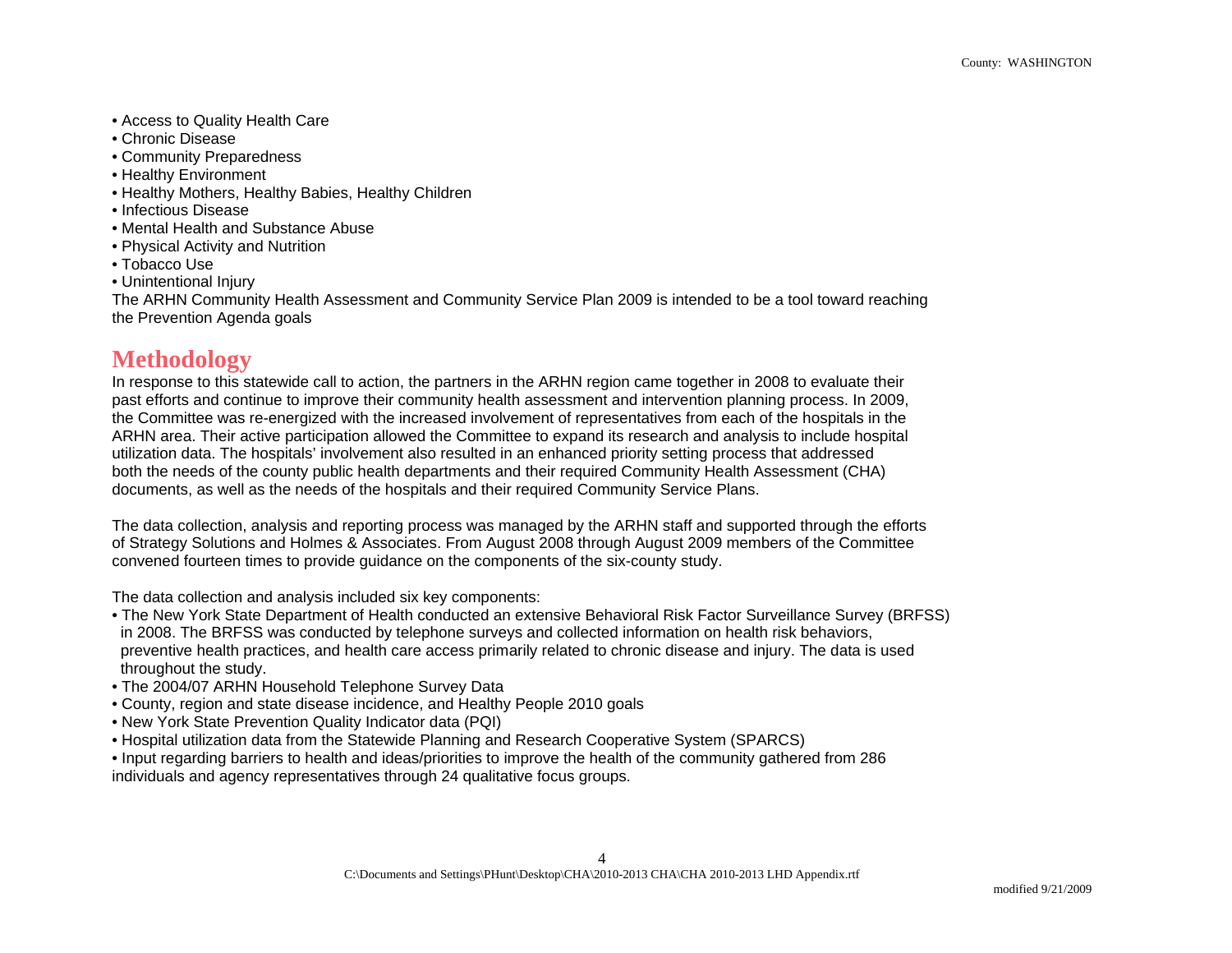- Access to Quality Health Care
- Chronic Disease
- Community Preparedness
- Healthy Environment
- Healthy Mothers, Healthy Babies, Healthy Children
- Infectious Disease
- Mental Health and Substance Abuse
- Physical Activity and Nutrition
- Tobacco Use
- Unintentional Injury

The ARHN Community Health Assessment and Community Service Plan 2009 is intended to be a tool toward reaching the Prevention Agenda goals

## Methodology

In response to this statewide call to action, the partners in the ARHN region came together in 2008 to evaluate their past efforts and continue to improve their community health assessment and intervention planning process. In 2009, the Committee was re-energized with the increased involvement of representatives from each of the hospitals in the ARHN area. Their active participation allowed the Committee to expand its research and analysis to include hospital utilization data. The hospitals' involvement also resulted in an enhanced priority setting process that addressed both the needs of the county public health departments and their required Community Health Assessment (CHA) documents, as well as the needs of the hospitals and their required Community Service Plans.

The data collection, analysis and reporting process was managed by the ARHN staff and supported through the efforts of Strategy Solutions and Holmes & Associates. From August 2008 through August 2009 members of the Committee convened fourteen times to provide guidance on the components of the six-county study.

The data collection and analysis included six key components:

- The New York State Department of Health conducted an extensive Behavioral Risk Factor Surveillance Survey (BRFSS) in 2008. The BRFSS was conducted by telephone surveys and collected information on health risk behaviors, preventive health practices, and health care access primarily related to chronic disease and injury. The data is used throughout the study.
- The 2004/07 ARHN Household Telephone Survey Data
- County, region and state disease incidence, and Healthy People 2010 goals
- New York State Prevention Quality Indicator data (PQI)
- Hospital utilization data from the Statewide Planning and Research Cooperative System (SPARCS)
- Input regarding barriers to health and ideas/priorities to improve the health of the community gathered from 286 individuals and agency representatives through 24 qualitative focus groups.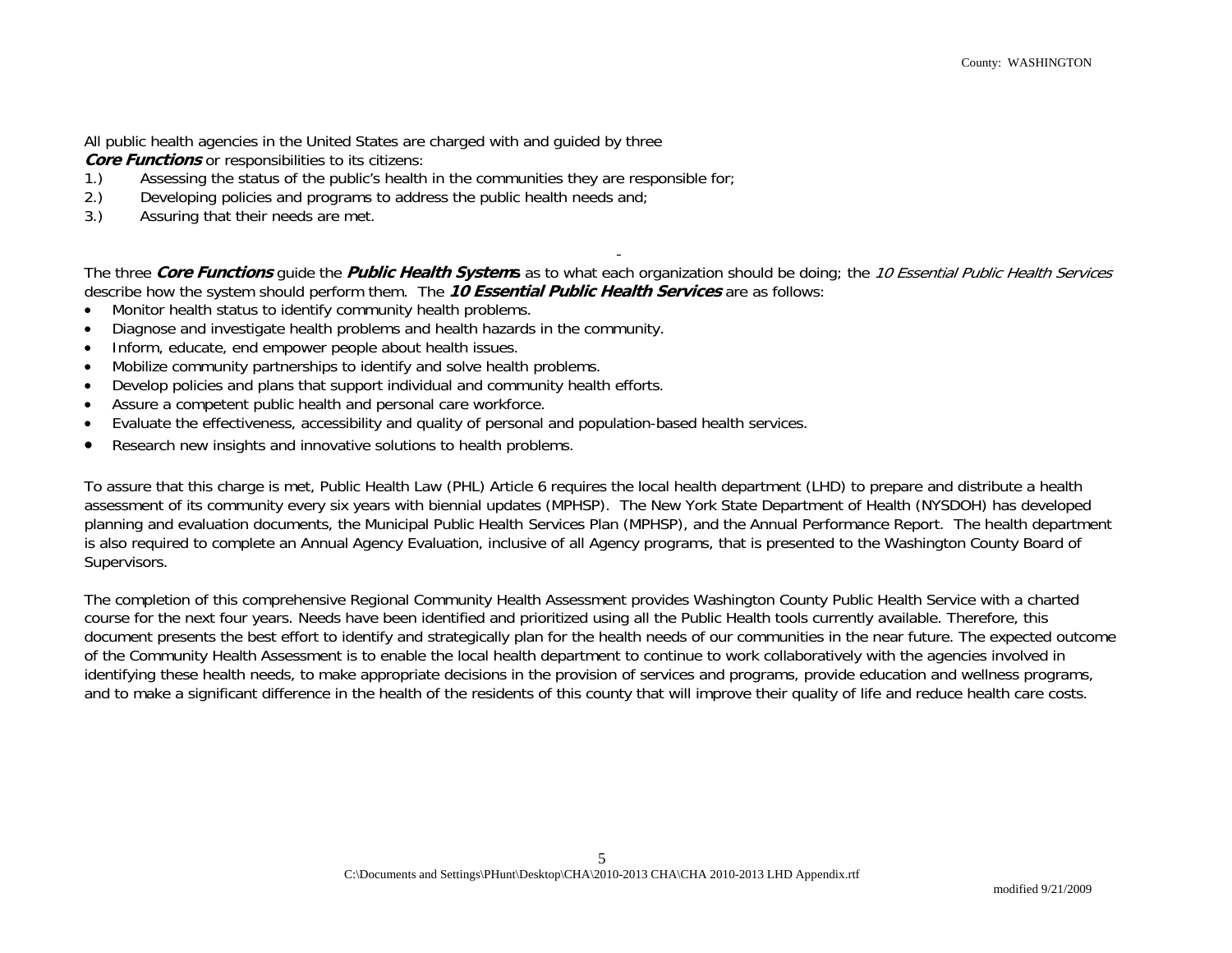All public health agencies in the United States are charged with and guided by three ***Core Functions*** or responsibilities to its citizens:

1.) Assessing the status of the public's health in the communities they are responsible for;
2.) Developing policies and programs to address the public health needs and;
3.) Assuring that their needs are met.

The three ***Core Functions*** guide the ***Public Health Systems*** as to what each organization should be doing; the *10 Essential Public Health Services* describe how the system should perform them. The ***10 Essential Public Health Services*** are as follows:

- Monitor health status to identify community health problems.
- Diagnose and investigate health problems and health hazards in the community.
- Inform, educate, end empower people about health issues.
- Mobilize community partnerships to identify and solve health problems.
- Develop policies and plans that support individual and community health efforts.
- Assure a competent public health and personal care workforce.
- Evaluate the effectiveness, accessibility and quality of personal and population-based health services.
- Research new insights and innovative solutions to health problems.

To assure that this charge is met, Public Health Law (PHL) Article 6 requires the local health department (LHD) to prepare and distribute a health assessment of its community every six years with biennial updates (MPHSP). The New York State Department of Health (NYSDOH) has developed planning and evaluation documents, the Municipal Public Health Services Plan (MPHSP), and the Annual Performance Report. The health department is also required to complete an Annual Agency Evaluation, inclusive of all Agency programs, that is presented to the Washington County Board of Supervisors.

The completion of this comprehensive Regional Community Health Assessment provides Washington County Public Health Service with a charted course for the next four years. Needs have been identified and prioritized using all the Public Health tools currently available. Therefore, this document presents the best effort to identify and strategically plan for the health needs of our communities in the near future. The expected outcome of the Community Health Assessment is to enable the local health department to continue to work collaboratively with the agencies involved in identifying these health needs, to make appropriate decisions in the provision of services and programs, provide education and wellness programs, and to make a significant difference in the health of the residents of this county that will improve their quality of life and reduce health care costs.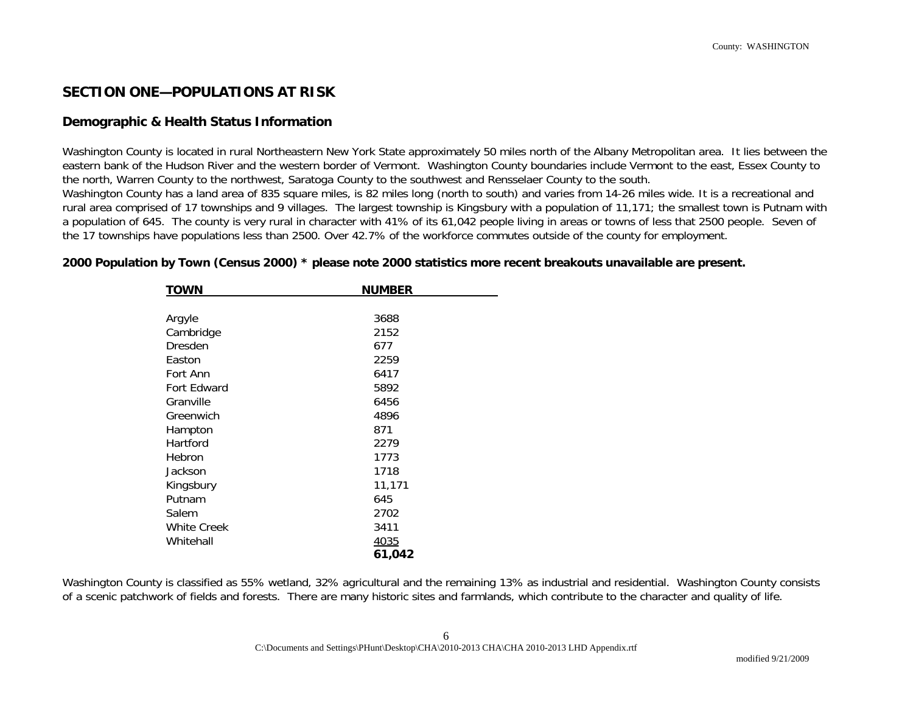# SECTION ONE—POPULATIONS AT RISK

## Demographic & Health Status Information

Washington County is located in rural Northeastern New York State approximately 50 miles north of the Albany Metropolitan area. It lies between the eastern bank of the Hudson River and the western border of Vermont. Washington County boundaries include Vermont to the east, Essex County to the north, Warren County to the northwest, Saratoga County to the southwest and Rensselaer County to the south.
Washington County has a land area of 835 square miles, is 82 miles long (north to south) and varies from 14-26 miles wide. It is a recreational and rural area comprised of 17 townships and 9 villages. The largest township is Kingsbury with a population of 11,171; the smallest town is Putnam with a population of 645. The county is very rural in character with 41% of its 61,042 people living in areas or towns of less that 2500 people. Seven of the 17 townships have populations less than 2500. Over 42.7% of the workforce commutes outside of the county for employment.

**2000 Population by Town (Census 2000) * please note 2000 statistics more recent breakouts unavailable are present.**

| TOWN | NUMBER |
|---|---|
| Argyle | 3688 |
| Cambridge | 2152 |
| Dresden | 677 |
| Easton | 2259 |
| Fort Ann | 6417 |
| Fort Edward | 5892 |
| Granville | 6456 |
| Greenwich | 4896 |
| Hampton | 871 |
| Hartford | 2279 |
| Hebron | 1773 |
| Jackson | 1718 |
| Kingsbury | 11,171 |
| Putnam | 645 |
| Salem | 2702 |
| White Creek | 3411 |
| Whitehall | 4035 |
| | **61,042** |

Washington County is classified as 55% wetland, 32% agricultural and the remaining 13% as industrial and residential. Washington County consists of a scenic patchwork of fields and forests. There are many historic sites and farmlands, which contribute to the character and quality of life.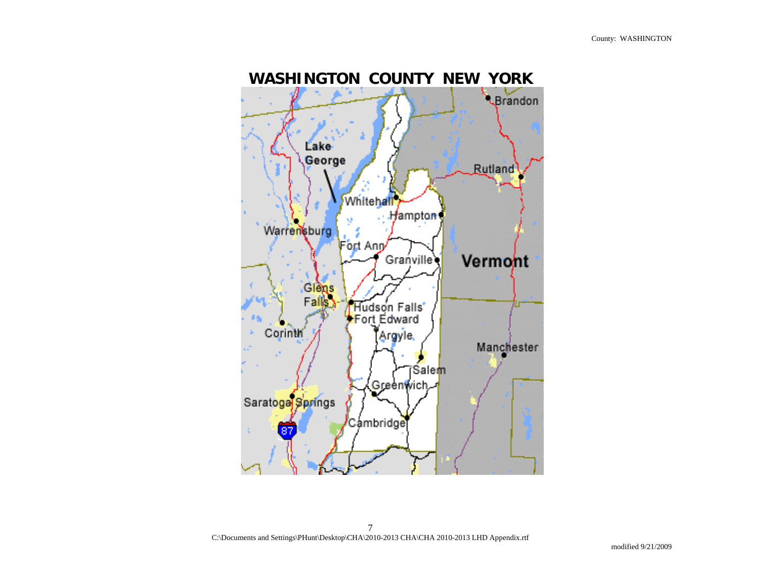# WASHINGTON COUNTY NEW YORK

C:\Documents and Settings\PHunt\Desktop\CHA\2010-2013 CHA\CHA 2010-2013 LHD Appendix.rtf

modified 9/21/2009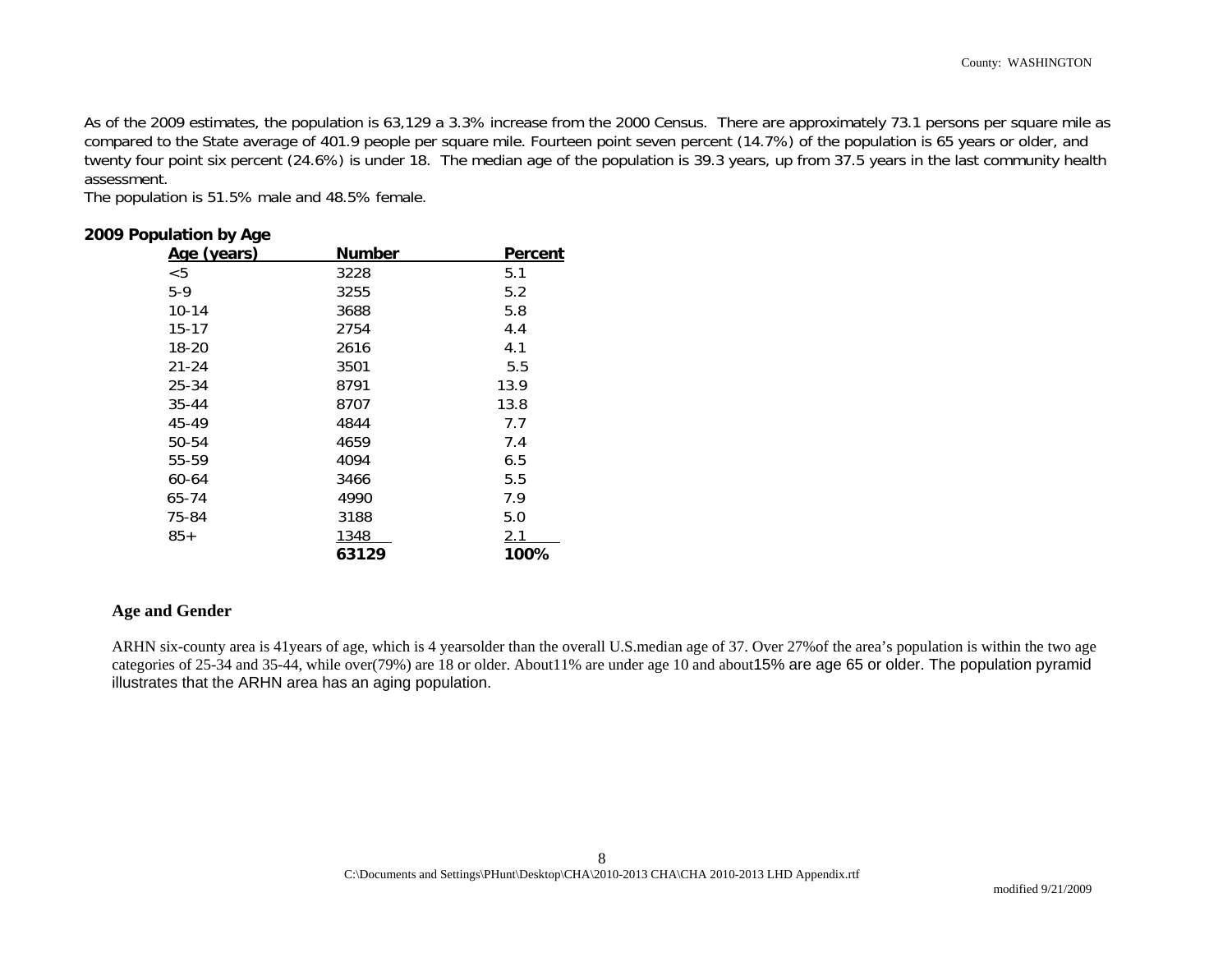As of the 2009 estimates, the population is 63,129 a 3.3% increase from the 2000 Census. There are approximately 73.1 persons per square mile as compared to the State average of 401.9 people per square mile. Fourteen point seven percent (14.7%) of the population is 65 years or older, and twenty four point six percent (24.6%) is under 18. The median age of the population is 39.3 years, up from 37.5 years in the last community health assessment.

The population is 51.5% male and 48.5% female.

**2009 Population by Age**

| Age (years) | Number | Percent |
|---|---|---|
| <5 | 3228 | 5.1 |
| 5-9 | 3255 | 5.2 |
| 10-14 | 3688 | 5.8 |
| 15-17 | 2754 | 4.4 |
| 18-20 | 2616 | 4.1 |
| 21-24 | 3501 | 5.5 |
| 25-34 | 8791 | 13.9 |
| 35-44 | 8707 | 13.8 |
| 45-49 | 4844 | 7.7 |
| 50-54 | 4659 | 7.4 |
| 55-59 | 4094 | 6.5 |
| 60-64 | 3466 | 5.5 |
| 65-74 | 4990 | 7.9 |
| 75-84 | 3188 | 5.0 |
| 85+ | 1348 | 2.1 |
| | **63129** | **100%** |

## Age and Gender

ARHN six-county area is 41years of age, which is 4 yearsolder than the overall U.S.median age of 37. Over 27%of the area's population is within the two age categories of 25-34 and 35-44, while over(79%) are 18 or older. About11% are under age 10 and about15% are age 65 or older. The population pyramid illustrates that the ARHN area has an aging population.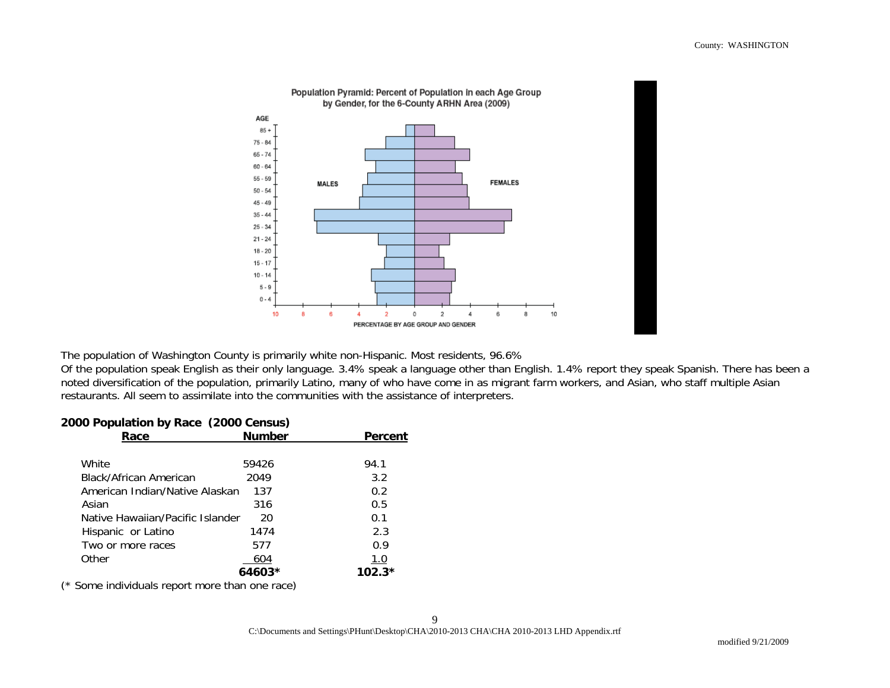Population Pyramid: Percent of Population in each Age Group by Gender, for the 6-County ARHN Area (2009)

The population of Washington County is primarily white non-Hispanic. Most residents, 96.6%

Of the population speak English as their only language. 3.4% speak a language other than English. 1.4% report they speak Spanish. There has been a noted diversification of the population, primarily Latino, many of who have come in as migrant farm workers, and Asian, who staff multiple Asian restaurants. All seem to assimilate into the communities with the assistance of interpreters.

**2000 Population by Race (2000 Census)**

| Race | Number | Percent |
|---|---|---|
| White | 59426 | 94.1 |
| Black/African American | 2049 | 3.2 |
| American Indian/Native Alaskan | 137 | 0.2 |
| Asian | 316 | 0.5 |
| Native Hawaiian/Pacific Islander | 20 | 0.1 |
| Hispanic or Latino | 1474 | 2.3 |
| Two or more races | 577 | 0.9 |
| Other | 604 | 1.0 |
| | **64603*** | **102.3*** |

(* Some individuals report more than one race)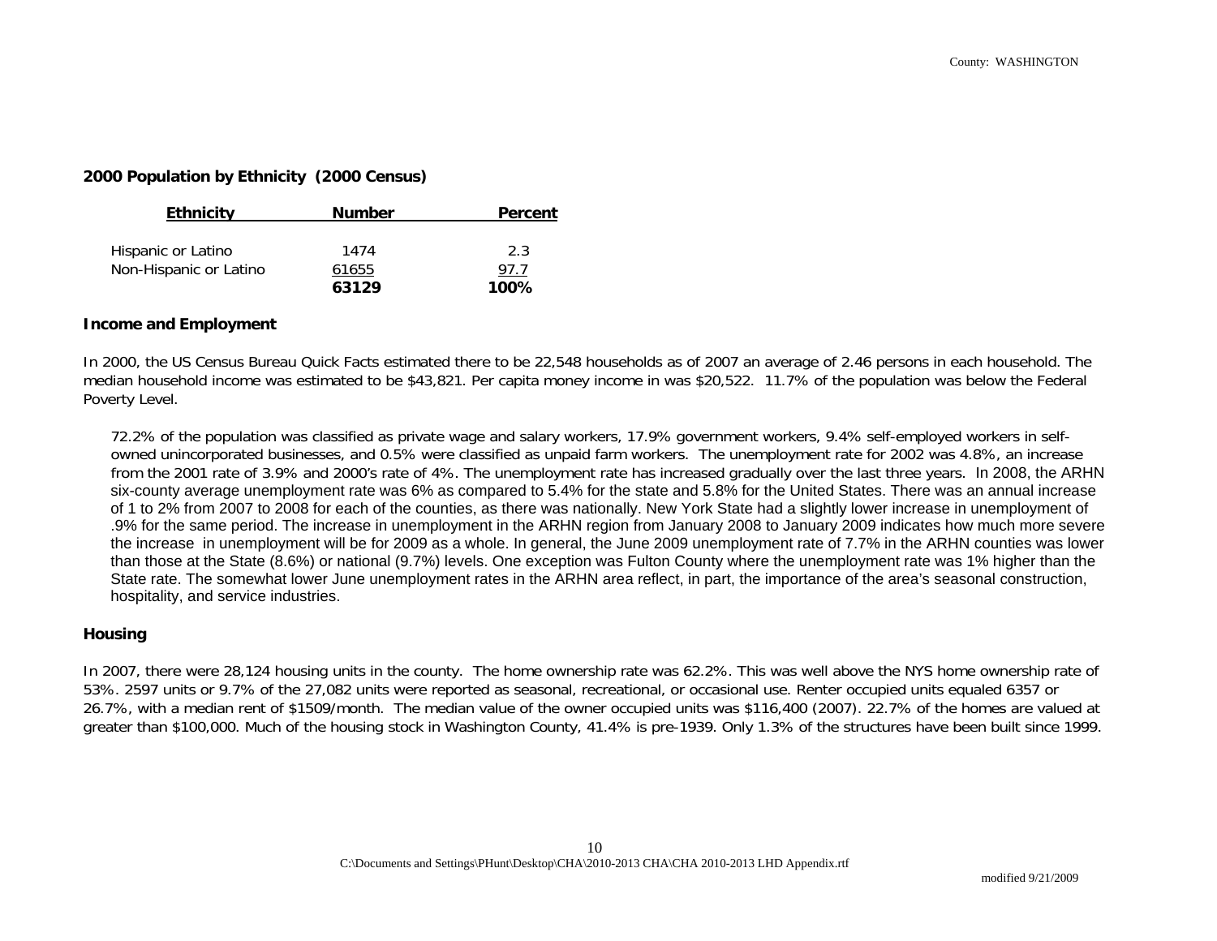**2000 Population by Ethnicity (2000 Census)**

| Ethnicity | Number | Percent |
|---|---|---|
| Hispanic or Latino | 1474 | 2.3 |
| Non-Hispanic or Latino | 61655 | 97.7 |
| | **63129** | **100%** |

**Income and Employment**

In 2000, the US Census Bureau Quick Facts estimated there to be 22,548 households as of 2007 an average of 2.46 persons in each household. The median household income was estimated to be $43,821. Per capita money income in was $20,522. 11.7% of the population was below the Federal Poverty Level.

72.2% of the population was classified as private wage and salary workers, 17.9% government workers, 9.4% self-employed workers in self-owned unincorporated businesses, and 0.5% were classified as unpaid farm workers. The unemployment rate for 2002 was 4.8%, an increase from the 2001 rate of 3.9% and 2000's rate of 4%. The unemployment rate has increased gradually over the last three years. In 2008, the ARHN six-county average unemployment rate was 6% as compared to 5.4% for the state and 5.8% for the United States. There was an annual increase of 1 to 2% from 2007 to 2008 for each of the counties, as there was nationally. New York State had a slightly lower increase in unemployment of .9% for the same period. The increase in unemployment in the ARHN region from January 2008 to January 2009 indicates how much more severe the increase in unemployment will be for 2009 as a whole. In general, the June 2009 unemployment rate of 7.7% in the ARHN counties was lower than those at the State (8.6%) or national (9.7%) levels. One exception was Fulton County where the unemployment rate was 1% higher than the State rate. The somewhat lower June unemployment rates in the ARHN area reflect, in part, the importance of the area's seasonal construction, hospitality, and service industries.

**Housing**

In 2007, there were 28,124 housing units in the county. The home ownership rate was 62.2%. This was well above the NYS home ownership rate of 53%. 2597 units or 9.7% of the 27,082 units were reported as seasonal, recreational, or occasional use. Renter occupied units equaled 6357 or 26.7%, with a median rent of $1509/month. The median value of the owner occupied units was $116,400 (2007). 22.7% of the homes are valued at greater than $100,000. Much of the housing stock in Washington County, 41.4% is pre-1939. Only 1.3% of the structures have been built since 1999.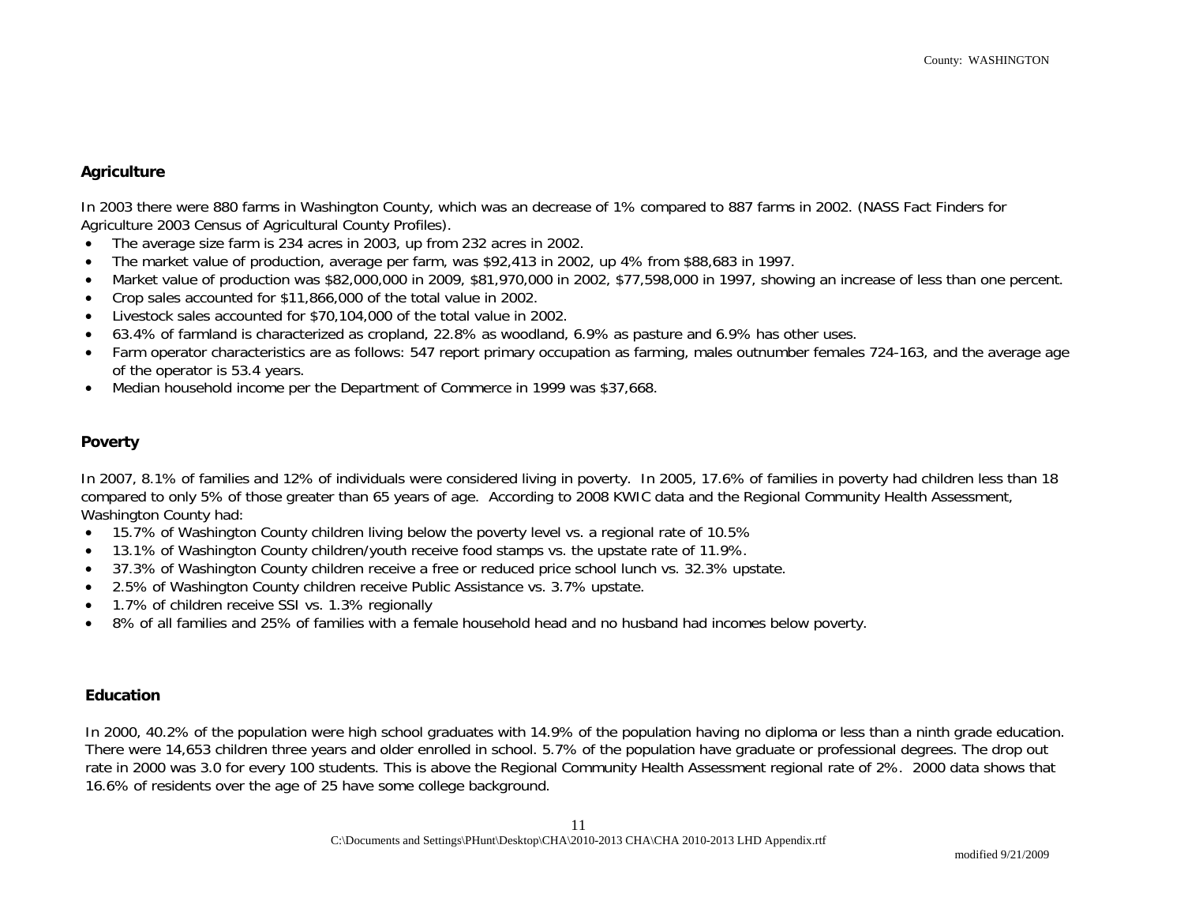## Agriculture

In 2003 there were 880 farms in Washington County, which was an decrease of 1% compared to 887 farms in 2002. (NASS Fact Finders for Agriculture 2003 Census of Agricultural County Profiles).

- The average size farm is 234 acres in 2003, up from 232 acres in 2002.
- The market value of production, average per farm, was $92,413 in 2002, up 4% from $88,683 in 1997.
- Market value of production was $82,000,000 in 2009, $81,970,000 in 2002, $77,598,000 in 1997, showing an increase of less than one percent.
- Crop sales accounted for $11,866,000 of the total value in 2002.
- Livestock sales accounted for $70,104,000 of the total value in 2002.
- 63.4% of farmland is characterized as cropland, 22.8% as woodland, 6.9% as pasture and 6.9% has other uses.
- Farm operator characteristics are as follows: 547 report primary occupation as farming, males outnumber females 724-163, and the average age of the operator is 53.4 years.
- Median household income per the Department of Commerce in 1999 was $37,668.

## Poverty

In 2007, 8.1% of families and 12% of individuals were considered living in poverty. In 2005, 17.6% of families in poverty had children less than 18 compared to only 5% of those greater than 65 years of age. According to 2008 KWIC data and the Regional Community Health Assessment, Washington County had:

- 15.7% of Washington County children living below the poverty level vs. a regional rate of 10.5%
- 13.1% of Washington County children/youth receive food stamps vs. the upstate rate of 11.9%.
- 37.3% of Washington County children receive a free or reduced price school lunch vs. 32.3% upstate.
- 2.5% of Washington County children receive Public Assistance vs. 3.7% upstate.
- 1.7% of children receive SSI vs. 1.3% regionally
- 8% of all families and 25% of families with a female household head and no husband had incomes below poverty.

## Education

In 2000, 40.2% of the population were high school graduates with 14.9% of the population having no diploma or less than a ninth grade education. There were 14,653 children three years and older enrolled in school. 5.7% of the population have graduate or professional degrees. The drop out rate in 2000 was 3.0 for every 100 students. This is above the Regional Community Health Assessment regional rate of 2%. 2000 data shows that 16.6% of residents over the age of 25 have some college background.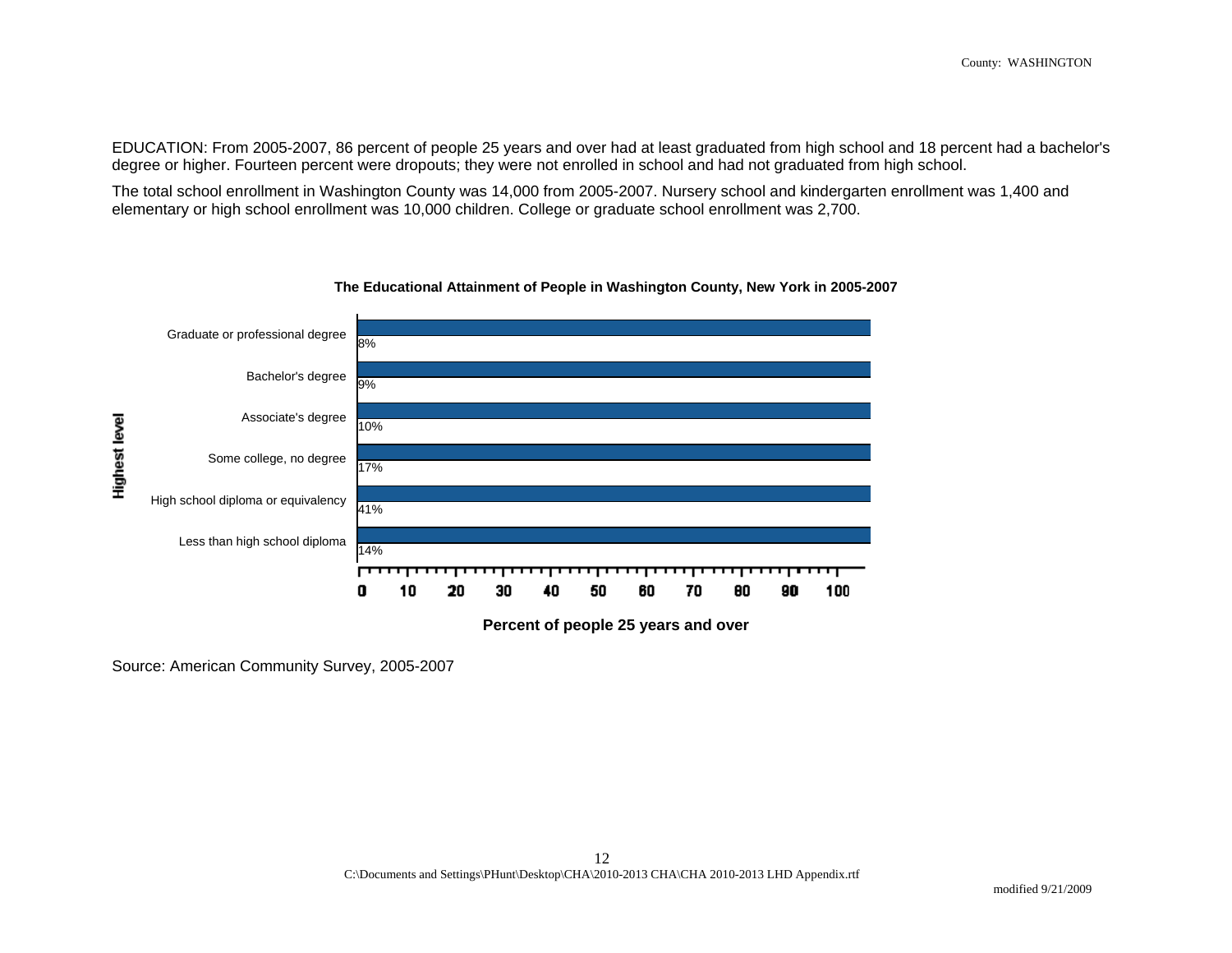EDUCATION: From 2005-2007, 86 percent of people 25 years and over had at least graduated from high school and 18 percent had a bachelor's degree or higher. Fourteen percent were dropouts; they were not enrolled in school and had not graduated from high school.

The total school enrollment in Washington County was 14,000 from 2005-2007. Nursery school and kindergarten enrollment was 1,400 and elementary or high school enrollment was 10,000 children. College or graduate school enrollment was 2,700.

**The Educational Attainment of People in Washington County, New York in 2005-2007**

| Highest level | Percent of people 25 years and over |
|---|---|
| Graduate or professional degree | 8% |
| Bachelor's degree | 9% |
| Associate's degree | 10% |
| Some college, no degree | 17% |
| High school diploma or equivalency | 41% |
| Less than high school diploma | 14% |

Source: American Community Survey, 2005-2007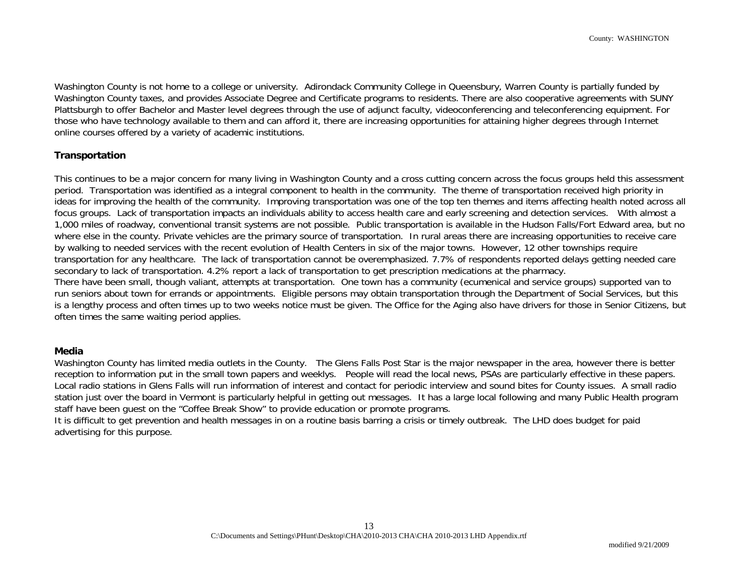Washington County is not home to a college or university. Adirondack Community College in Queensbury, Warren County is partially funded by Washington County taxes, and provides Associate Degree and Certificate programs to residents. There are also cooperative agreements with SUNY Plattsburgh to offer Bachelor and Master level degrees through the use of adjunct faculty, videoconferencing and teleconferencing equipment. For those who have technology available to them and can afford it, there are increasing opportunities for attaining higher degrees through Internet online courses offered by a variety of academic institutions.

**Transportation**

This continues to be a major concern for many living in Washington County and a cross cutting concern across the focus groups held this assessment period. Transportation was identified as a integral component to health in the community. The theme of transportation received high priority in ideas for improving the health of the community. Improving transportation was one of the top ten themes and items affecting health noted across all focus groups. Lack of transportation impacts an individuals ability to access health care and early screening and detection services. With almost a 1,000 miles of roadway, conventional transit systems are not possible. Public transportation is available in the Hudson Falls/Fort Edward area, but no where else in the county. Private vehicles are the primary source of transportation. In rural areas there are increasing opportunities to receive care by walking to needed services with the recent evolution of Health Centers in six of the major towns. However, 12 other townships require transportation for any healthcare. The lack of transportation cannot be overemphasized. 7.7% of respondents reported delays getting needed care secondary to lack of transportation. 4.2% report a lack of transportation to get prescription medications at the pharmacy.
There have been small, though valiant, attempts at transportation. One town has a community (ecumenical and service groups) supported van to run seniors about town for errands or appointments. Eligible persons may obtain transportation through the Department of Social Services, but this is a lengthy process and often times up to two weeks notice must be given. The Office for the Aging also have drivers for those in Senior Citizens, but often times the same waiting period applies.

**Media**

Washington County has limited media outlets in the County. The Glens Falls Post Star is the major newspaper in the area, however there is better reception to information put in the small town papers and weeklys. People will read the local news, PSAs are particularly effective in these papers. Local radio stations in Glens Falls will run information of interest and contact for periodic interview and sound bites for County issues. A small radio station just over the board in Vermont is particularly helpful in getting out messages. It has a large local following and many Public Health program staff have been guest on the "Coffee Break Show" to provide education or promote programs.
It is difficult to get prevention and health messages in on a routine basis barring a crisis or timely outbreak. The LHD does budget for paid advertising for this purpose.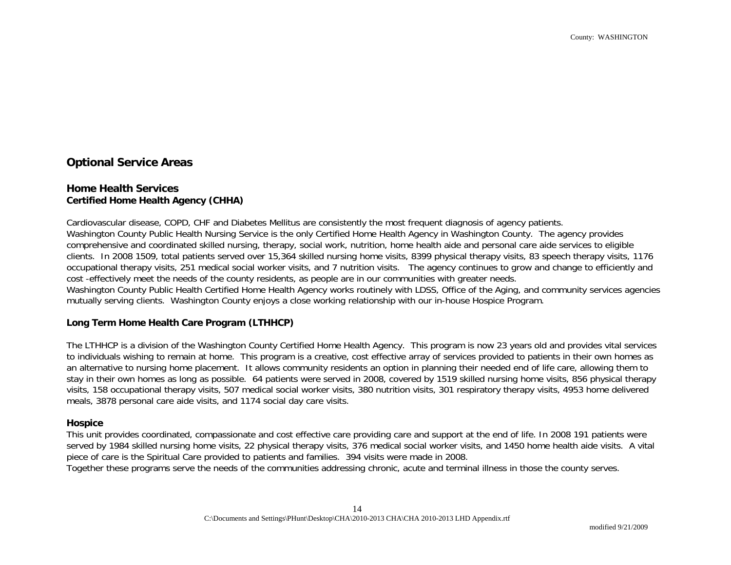## Optional Service Areas

### Home Health Services

**Certified Home Health Agency (CHHA)**

Cardiovascular disease, COPD, CHF and Diabetes Mellitus are consistently the most frequent diagnosis of agency patients.
Washington County Public Health Nursing Service is the only Certified Home Health Agency in Washington County. The agency provides comprehensive and coordinated skilled nursing, therapy, social work, nutrition, home health aide and personal care aide services to eligible clients. In 2008 1509, total patients served over 15,364 skilled nursing home visits, 8399 physical therapy visits, 83 speech therapy visits, 1176 occupational therapy visits, 251 medical social worker visits, and 7 nutrition visits. The agency continues to grow and change to efficiently and cost -effectively meet the needs of the county residents, as people are in our communities with greater needs.
Washington County Public Health Certified Home Health Agency works routinely with LDSS, Office of the Aging, and community services agencies mutually serving clients. Washington County enjoys a close working relationship with our in-house Hospice Program.

**Long Term Home Health Care Program (LTHHCP)**

The LTHHCP is a division of the Washington County Certified Home Health Agency. This program is now 23 years old and provides vital services to individuals wishing to remain at home. This program is a creative, cost effective array of services provided to patients in their own homes as an alternative to nursing home placement. It allows community residents an option in planning their needed end of life care, allowing them to stay in their own homes as long as possible. 64 patients were served in 2008, covered by 1519 skilled nursing home visits, 856 physical therapy visits, 158 occupational therapy visits, 507 medical social worker visits, 380 nutrition visits, 301 respiratory therapy visits, 4953 home delivered meals, 3878 personal care aide visits, and 1174 social day care visits.

**Hospice**

This unit provides coordinated, compassionate and cost effective care providing care and support at the end of life. In 2008 191 patients were served by 1984 skilled nursing home visits, 22 physical therapy visits, 376 medical social worker visits, and 1450 home health aide visits. A vital piece of care is the Spiritual Care provided to patients and families. 394 visits were made in 2008.
Together these programs serve the needs of the communities addressing chronic, acute and terminal illness in those the county serves.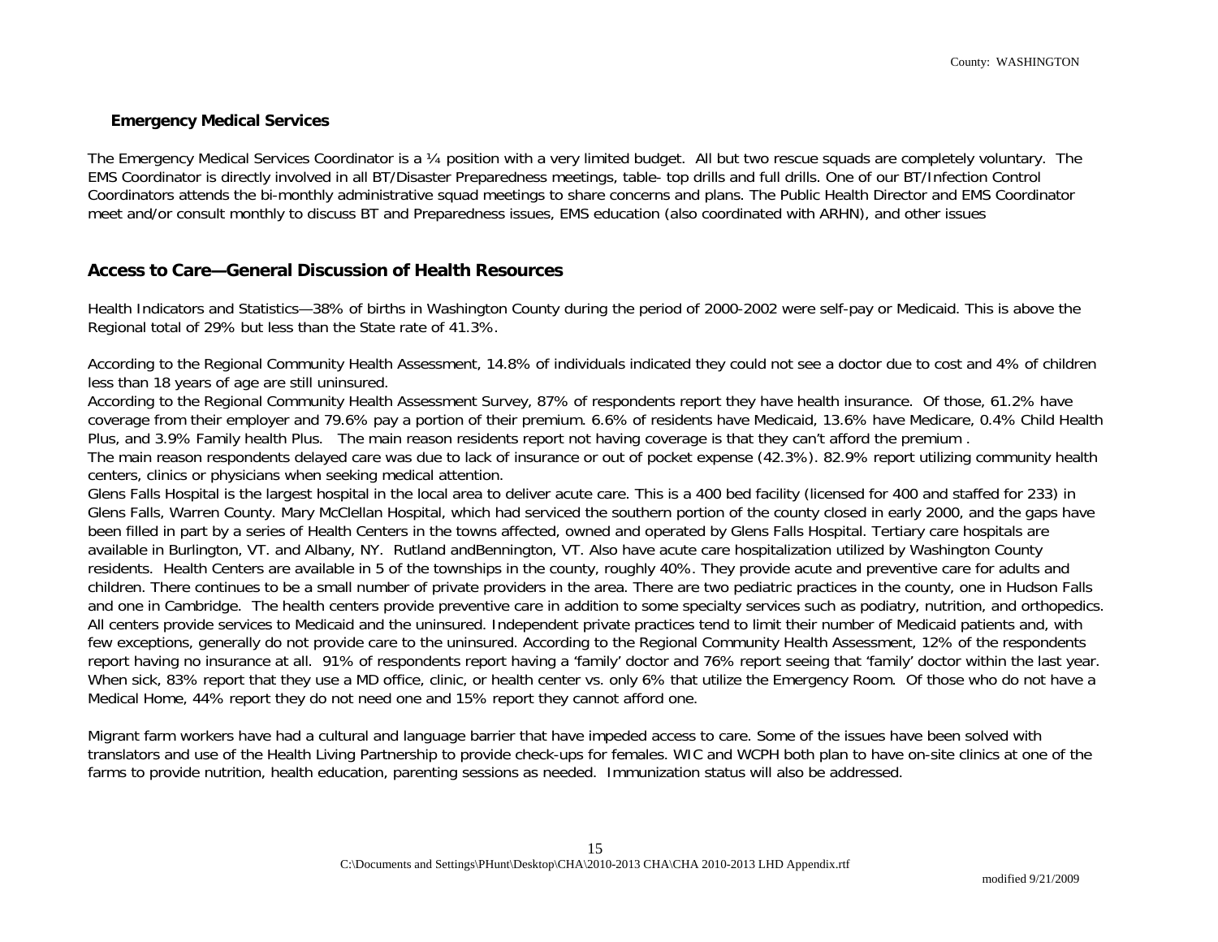### Emergency Medical Services

The Emergency Medical Services Coordinator is a ¼ position with a very limited budget. All but two rescue squads are completely voluntary. The EMS Coordinator is directly involved in all BT/Disaster Preparedness meetings, table- top drills and full drills. One of our BT/Infection Control Coordinators attends the bi-monthly administrative squad meetings to share concerns and plans. The Public Health Director and EMS Coordinator meet and/or consult monthly to discuss BT and Preparedness issues, EMS education (also coordinated with ARHN), and other issues

## Access to Care—General Discussion of Health Resources

Health Indicators and Statistics—38% of births in Washington County during the period of 2000-2002 were self-pay or Medicaid. This is above the Regional total of 29% but less than the State rate of 41.3%.

According to the Regional Community Health Assessment, 14.8% of individuals indicated they could not see a doctor due to cost and 4% of children less than 18 years of age are still uninsured.
According to the Regional Community Health Assessment Survey, 87% of respondents report they have health insurance. Of those, 61.2% have coverage from their employer and 79.6% pay a portion of their premium. 6.6% of residents have Medicaid, 13.6% have Medicare, 0.4% Child Health Plus, and 3.9% Family health Plus. The main reason residents report not having coverage is that they can't afford the premium .
The main reason respondents delayed care was due to lack of insurance or out of pocket expense (42.3%). 82.9% report utilizing community health centers, clinics or physicians when seeking medical attention.
Glens Falls Hospital is the largest hospital in the local area to deliver acute care. This is a 400 bed facility (licensed for 400 and staffed for 233) in Glens Falls, Warren County. Mary McClellan Hospital, which had serviced the southern portion of the county closed in early 2000, and the gaps have been filled in part by a series of Health Centers in the towns affected, owned and operated by Glens Falls Hospital. Tertiary care hospitals are available in Burlington, VT. and Albany, NY. Rutland andBennington, VT. Also have acute care hospitalization utilized by Washington County residents. Health Centers are available in 5 of the townships in the county, roughly 40%. They provide acute and preventive care for adults and children. There continues to be a small number of private providers in the area. There are two pediatric practices in the county, one in Hudson Falls and one in Cambridge. The health centers provide preventive care in addition to some specialty services such as podiatry, nutrition, and orthopedics. All centers provide services to Medicaid and the uninsured. Independent private practices tend to limit their number of Medicaid patients and, with few exceptions, generally do not provide care to the uninsured. According to the Regional Community Health Assessment, 12% of the respondents report having no insurance at all. 91% of respondents report having a 'family' doctor and 76% report seeing that 'family' doctor within the last year. When sick, 83% report that they use a MD office, clinic, or health center vs. only 6% that utilize the Emergency Room. Of those who do not have a Medical Home, 44% report they do not need one and 15% report they cannot afford one.

Migrant farm workers have had a cultural and language barrier that have impeded access to care. Some of the issues have been solved with translators and use of the Health Living Partnership to provide check-ups for females. WIC and WCPH both plan to have on-site clinics at one of the farms to provide nutrition, health education, parenting sessions as needed. Immunization status will also be addressed.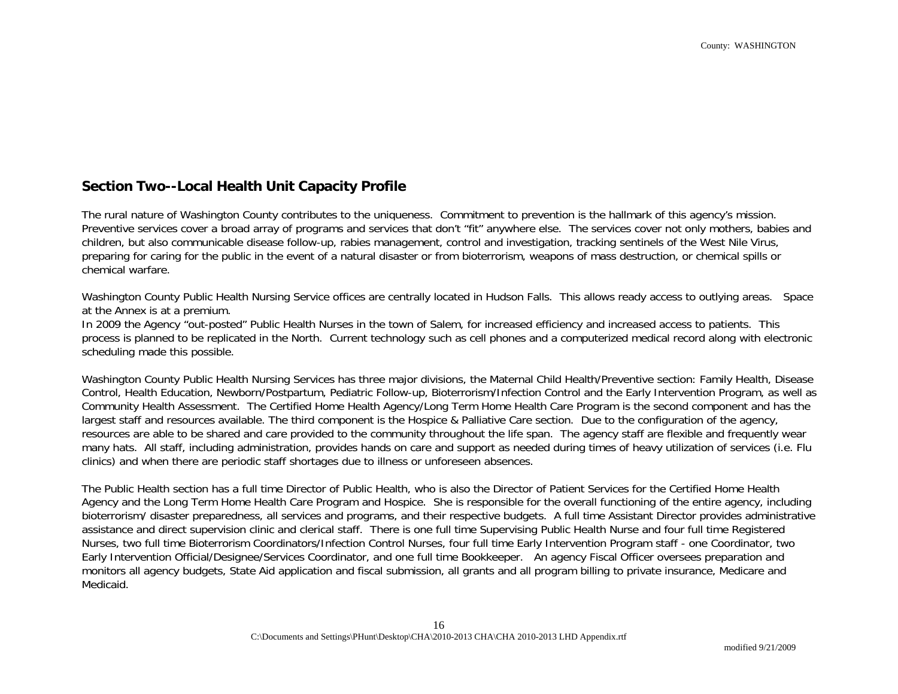## Section Two--Local Health Unit Capacity Profile

The rural nature of Washington County contributes to the uniqueness. Commitment to prevention is the hallmark of this agency's mission. Preventive services cover a broad array of programs and services that don't "fit" anywhere else. The services cover not only mothers, babies and children, but also communicable disease follow-up, rabies management, control and investigation, tracking sentinels of the West Nile Virus, preparing for caring for the public in the event of a natural disaster or from bioterrorism, weapons of mass destruction, or chemical spills or chemical warfare.

Washington County Public Health Nursing Service offices are centrally located in Hudson Falls. This allows ready access to outlying areas. Space at the Annex is at a premium.
In 2009 the Agency "out-posted" Public Health Nurses in the town of Salem, for increased efficiency and increased access to patients. This process is planned to be replicated in the North. Current technology such as cell phones and a computerized medical record along with electronic scheduling made this possible.

Washington County Public Health Nursing Services has three major divisions, the Maternal Child Health/Preventive section: Family Health, Disease Control, Health Education, Newborn/Postpartum, Pediatric Follow-up, Bioterrorism/Infection Control and the Early Intervention Program, as well as Community Health Assessment. The Certified Home Health Agency/Long Term Home Health Care Program is the second component and has the largest staff and resources available. The third component is the Hospice & Palliative Care section. Due to the configuration of the agency, resources are able to be shared and care provided to the community throughout the life span. The agency staff are flexible and frequently wear many hats. All staff, including administration, provides hands on care and support as needed during times of heavy utilization of services (i.e. Flu clinics) and when there are periodic staff shortages due to illness or unforeseen absences.

The Public Health section has a full time Director of Public Health, who is also the Director of Patient Services for the Certified Home Health Agency and the Long Term Home Health Care Program and Hospice. She is responsible for the overall functioning of the entire agency, including bioterrorism/ disaster preparedness, all services and programs, and their respective budgets. A full time Assistant Director provides administrative assistance and direct supervision clinic and clerical staff. There is one full time Supervising Public Health Nurse and four full time Registered Nurses, two full time Bioterrorism Coordinators/Infection Control Nurses, four full time Early Intervention Program staff - one Coordinator, two Early Intervention Official/Designee/Services Coordinator, and one full time Bookkeeper. An agency Fiscal Officer oversees preparation and monitors all agency budgets, State Aid application and fiscal submission, all grants and all program billing to private insurance, Medicare and Medicaid.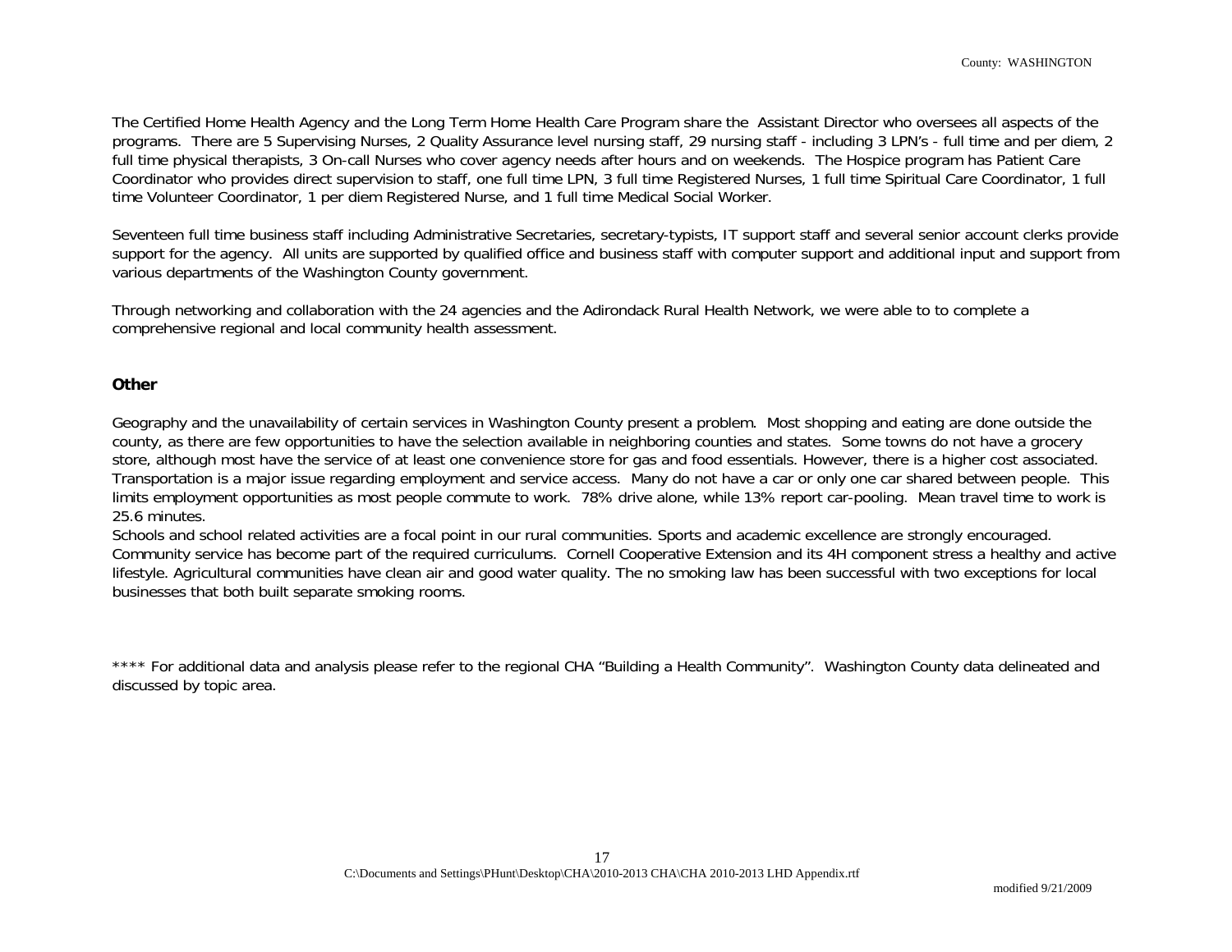The Certified Home Health Agency and the Long Term Home Health Care Program share the Assistant Director who oversees all aspects of the programs. There are 5 Supervising Nurses, 2 Quality Assurance level nursing staff, 29 nursing staff - including 3 LPN's - full time and per diem, 2 full time physical therapists, 3 On-call Nurses who cover agency needs after hours and on weekends. The Hospice program has Patient Care Coordinator who provides direct supervision to staff, one full time LPN, 3 full time Registered Nurses, 1 full time Spiritual Care Coordinator, 1 full time Volunteer Coordinator, 1 per diem Registered Nurse, and 1 full time Medical Social Worker.

Seventeen full time business staff including Administrative Secretaries, secretary-typists, IT support staff and several senior account clerks provide support for the agency. All units are supported by qualified office and business staff with computer support and additional input and support from various departments of the Washington County government.

Through networking and collaboration with the 24 agencies and the Adirondack Rural Health Network, we were able to to complete a comprehensive regional and local community health assessment.

**Other**

Geography and the unavailability of certain services in Washington County present a problem. Most shopping and eating are done outside the county, as there are few opportunities to have the selection available in neighboring counties and states. Some towns do not have a grocery store, although most have the service of at least one convenience store for gas and food essentials. However, there is a higher cost associated. Transportation is a major issue regarding employment and service access. Many do not have a car or only one car shared between people. This limits employment opportunities as most people commute to work. 78% drive alone, while 13% report car-pooling. Mean travel time to work is 25.6 minutes.

Schools and school related activities are a focal point in our rural communities. Sports and academic excellence are strongly encouraged. Community service has become part of the required curriculums. Cornell Cooperative Extension and its 4H component stress a healthy and active lifestyle. Agricultural communities have clean air and good water quality. The no smoking law has been successful with two exceptions for local businesses that both built separate smoking rooms.

**** For additional data and analysis please refer to the regional CHA "Building a Health Community". Washington County data delineated and discussed by topic area.